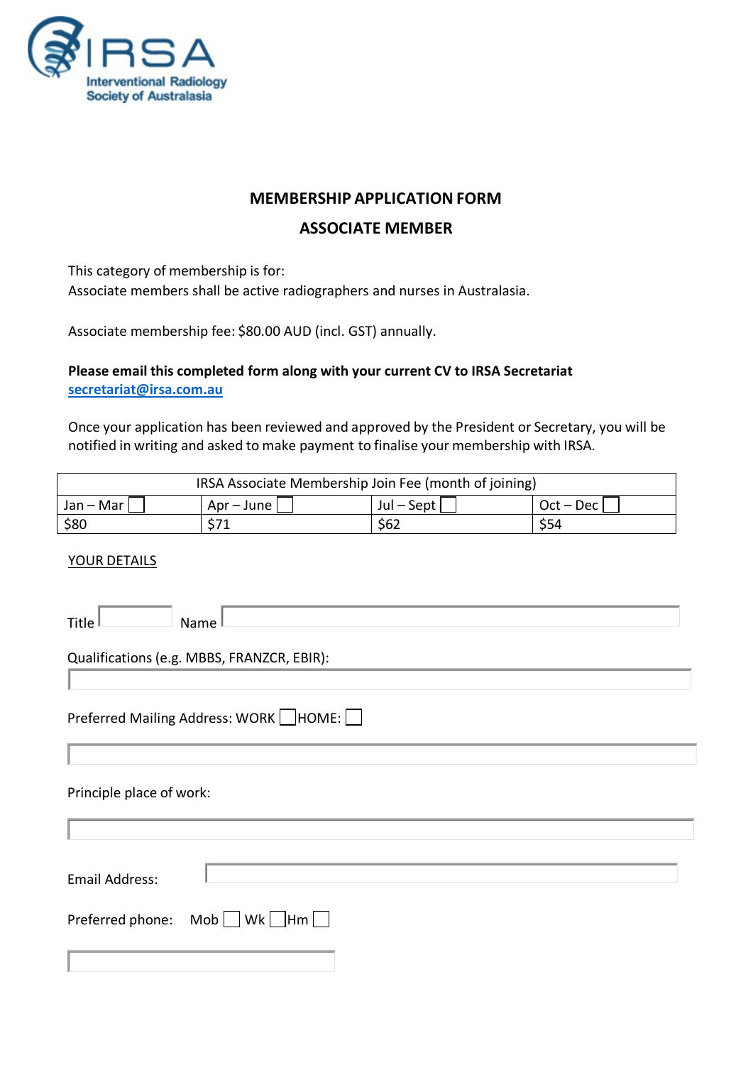IRSA
Interventional Radiology Society of Australasia

## MEMBERSHIP APPLICATION FORM

## ASSOCIATE MEMBER

This category of membership is for:
Associate members shall be active radiographers and nurses in Australasia.

Associate membership fee: $80.00 AUD (incl. GST) annually.

**Please email this completed form along with your current CV to IRSA Secretariat** **secretariat@irsa.com.au**

Once your application has been reviewed and approved by the President or Secretary, you will be notified in writing and asked to make payment to finalise your membership with IRSA.

| IRSA Associate Membership Join Fee (month of joining) | | | |
|---|---|---|---|
| Jan – Mar ☐ | Apr – June ☐ | Jul – Sept ☐ | Oct – Dec ☐ |
| $80 | $71 | $62 | $54 |

YOUR DETAILS

Title ________ Name ________________________________

Qualifications (e.g. MBBS, FRANZCR, EBIR):

________________________________

Preferred Mailing Address: WORK ☐ HOME: ☐

________________________________

Principle place of work:

________________________________

Email Address: ________________________________

Preferred phone: Mob ☐ Wk ☐ Hm ☐

________________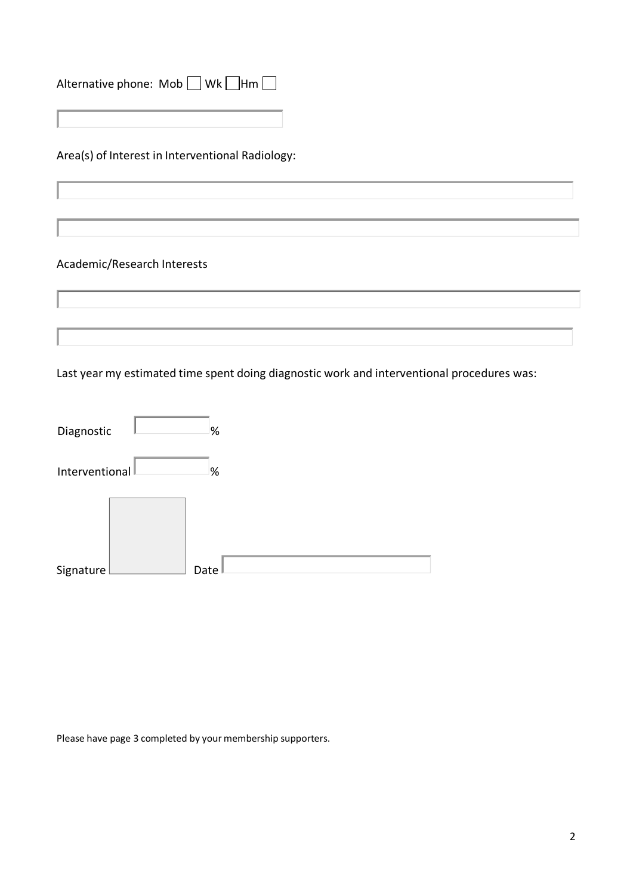Alternative phone: Mob ☐ Wk ☐ Hm ☐

\_\_\_\_\_\_\_\_\_\_\_\_\_\_\_\_\_\_\_\_

Area(s) of Interest in Interventional Radiology:

\_\_\_\_\_\_\_\_\_\_\_\_\_\_\_\_\_\_\_\_

\_\_\_\_\_\_\_\_\_\_\_\_\_\_\_\_\_\_\_\_

Academic/Research Interests

\_\_\_\_\_\_\_\_\_\_\_\_\_\_\_\_\_\_\_\_

\_\_\_\_\_\_\_\_\_\_\_\_\_\_\_\_\_\_\_\_

Last year my estimated time spent doing diagnostic work and interventional procedures was:

Diagnostic \_\_\_\_\_\_\_\_ %

Interventional \_\_\_\_\_\_\_\_ %

Signature \_\_\_\_\_\_\_\_ Date \_\_\_\_\_\_\_\_

Please have page 3 completed by your membership supporters.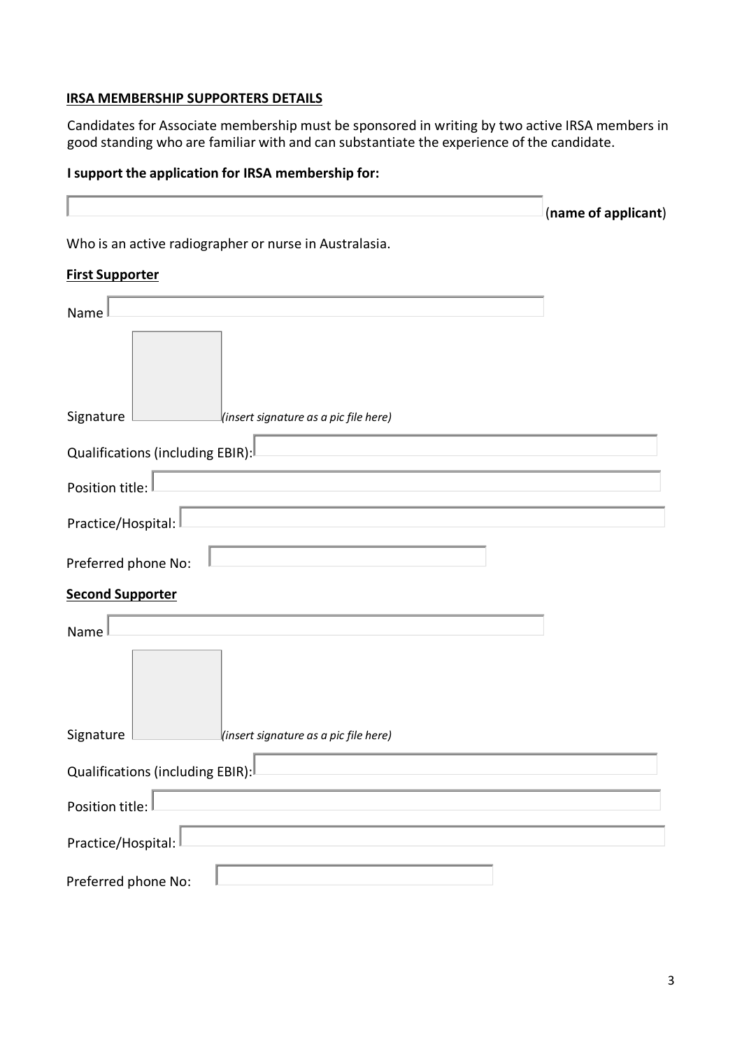**IRSA MEMBERSHIP SUPPORTERS DETAILS**

Candidates for Associate membership must be sponsored in writing by two active IRSA members in good standing who are familiar with and can substantiate the experience of the candidate.

**I support the application for IRSA membership for:**

_______________ (**name of applicant**)

Who is an active radiographer or nurse in Australasia.

**First Supporter**

Name _______________

Signature _______________ *(insert signature as a pic file here)*

Qualifications (including EBIR): _______________

Position title: _______________

Practice/Hospital: _______________

Preferred phone No: _______________

**Second Supporter**

Name _______________

Signature _______________ *(insert signature as a pic file here)*

Qualifications (including EBIR): _______________

Position title: _______________

Practice/Hospital: _______________

Preferred phone No: _______________